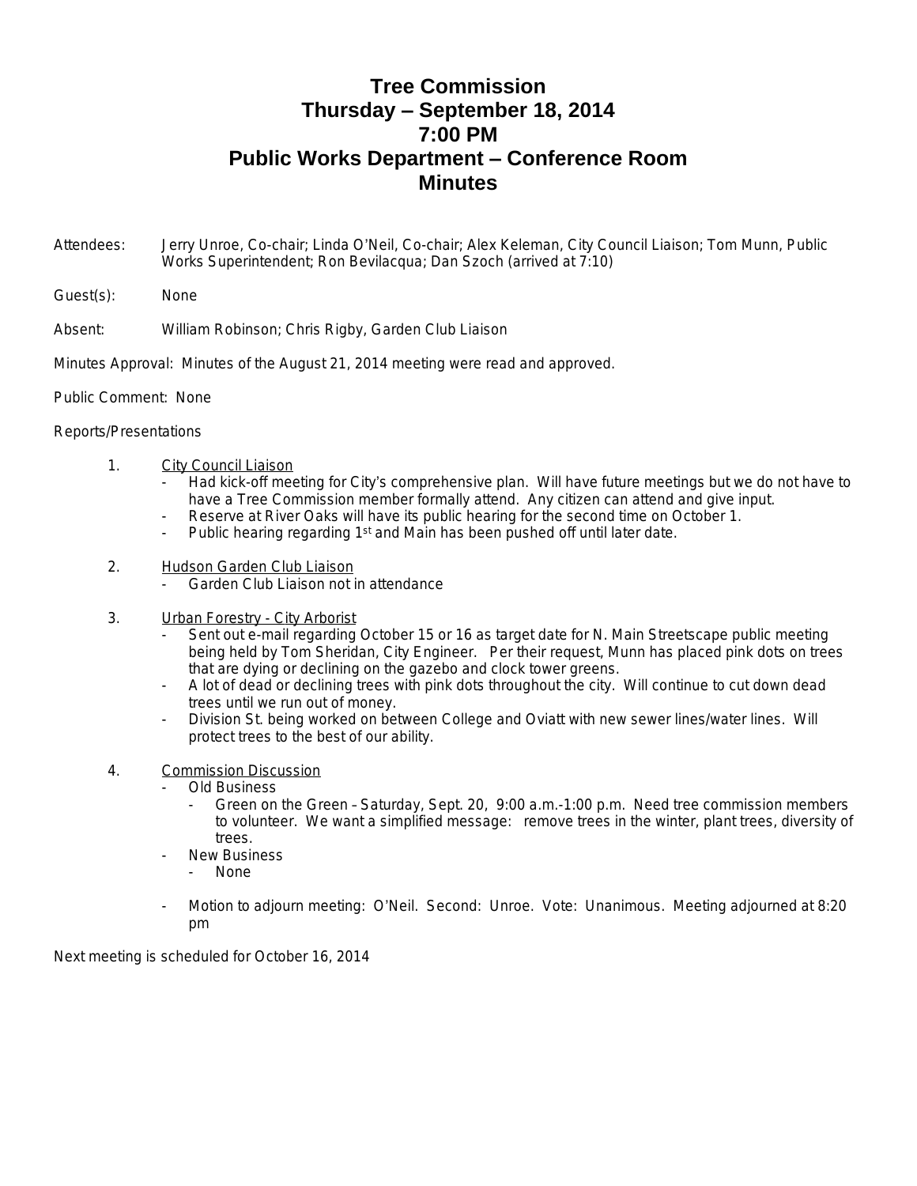# Tree Commission
# Thursday – September 18, 2014
# 7:00 PM
# Public Works Department – Conference Room
# Minutes

Attendees: Jerry Unroe, Co-chair; Linda O'Neil, Co-chair; Alex Keleman, City Council Liaison; Tom Munn, Public Works Superintendent; Ron Bevilacqua; Dan Szoch (arrived at 7:10)

Guest(s): None

Absent: William Robinson; Chris Rigby, Garden Club Liaison

Minutes Approval: Minutes of the August 21, 2014 meeting were read and approved.

Public Comment: None

Reports/Presentations

1. City Council Liaison
   - Had kick-off meeting for City's comprehensive plan. Will have future meetings but we do not have to have a Tree Commission member formally attend. Any citizen can attend and give input.
   - Reserve at River Oaks will have its public hearing for the second time on October 1.
   - Public hearing regarding 1st and Main has been pushed off until later date.

2. Hudson Garden Club Liaison
   - Garden Club Liaison not in attendance

3. Urban Forestry - City Arborist
   - Sent out e-mail regarding October 15 or 16 as target date for N. Main Streetscape public meeting being held by Tom Sheridan, City Engineer. Per their request, Munn has placed pink dots on trees that are dying or declining on the gazebo and clock tower greens.
   - A lot of dead or declining trees with pink dots throughout the city. Will continue to cut down dead trees until we run out of money.
   - Division St. being worked on between College and Oviatt with new sewer lines/water lines. Will protect trees to the best of our ability.

4. Commission Discussion
   - Old Business
     - Green on the Green – Saturday, Sept. 20, 9:00 a.m.-1:00 p.m. Need tree commission members to volunteer. We want a simplified message: remove trees in the winter, plant trees, diversity of trees.
   - New Business
     - None
   - Motion to adjourn meeting: O'Neil. Second: Unroe. Vote: Unanimous. Meeting adjourned at 8:20 pm

Next meeting is scheduled for October 16, 2014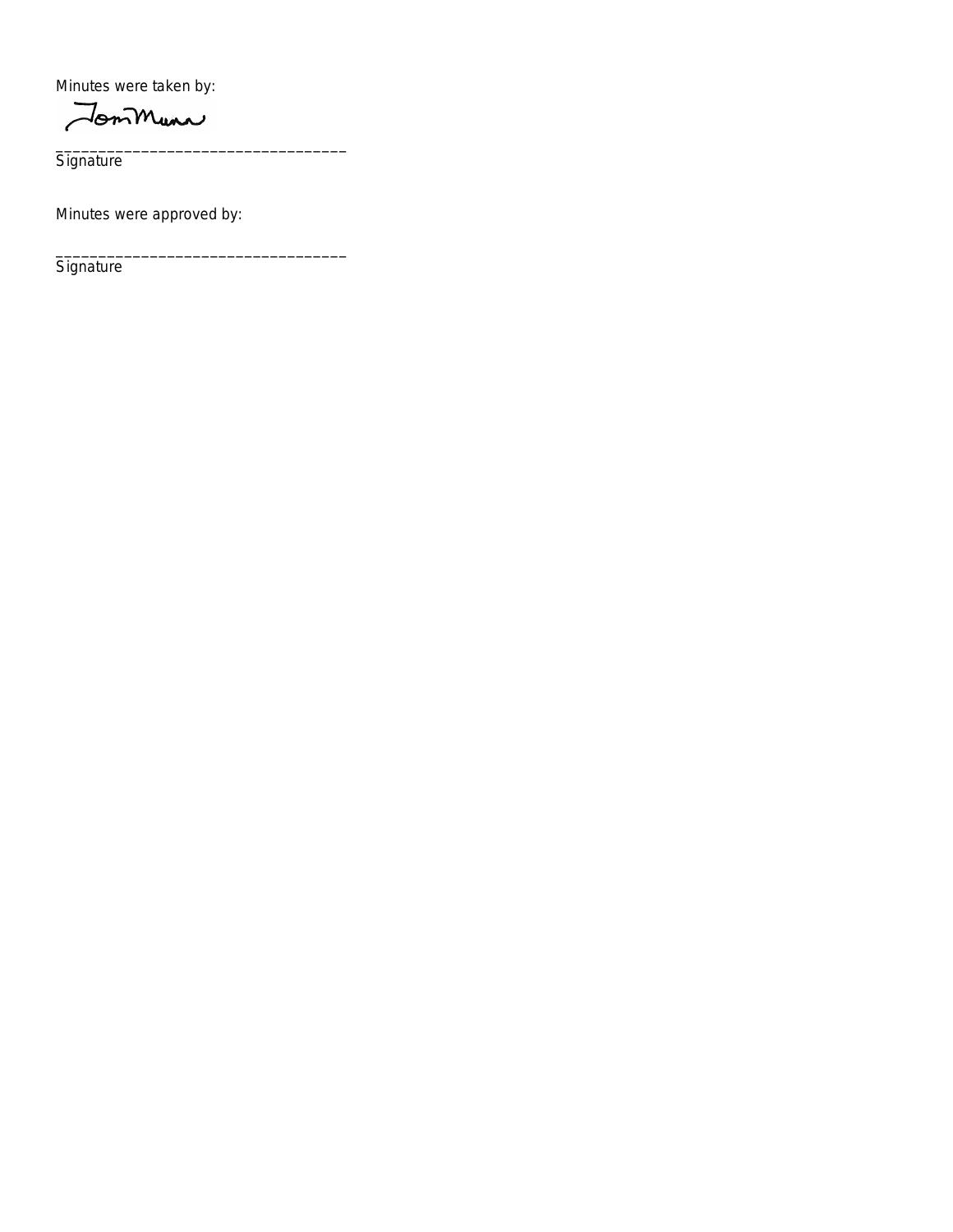Minutes were taken by:

Tom Munn

___________________________________
Signature

Minutes were approved by:

___________________________________
Signature